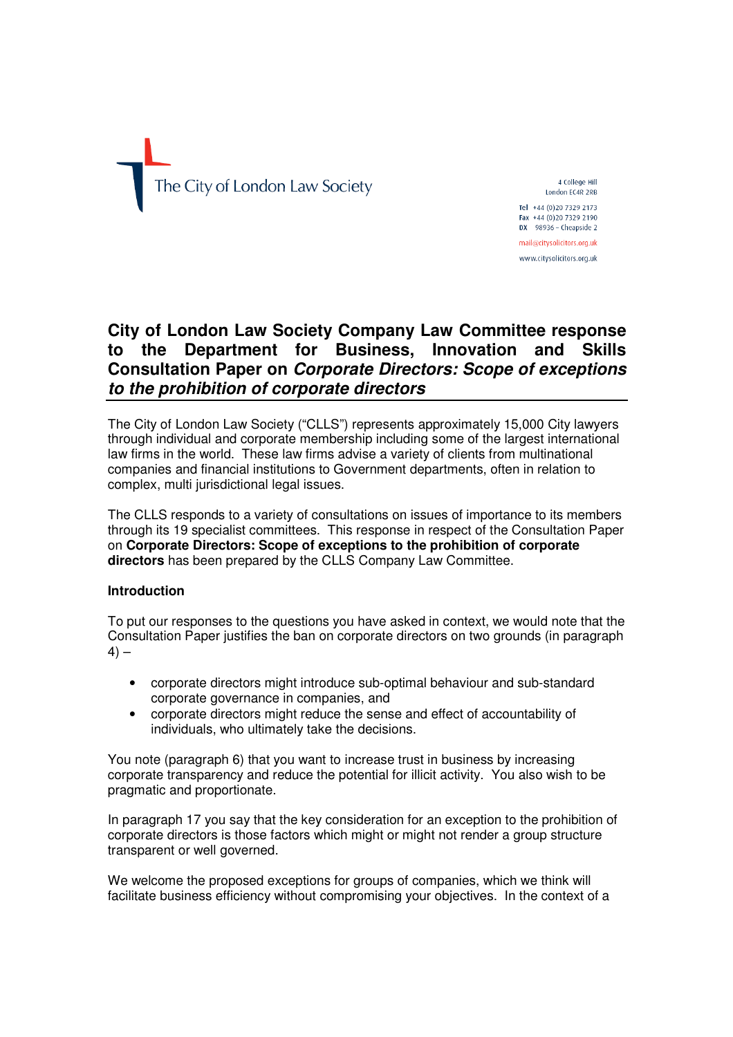The City of London Law Society

4 College Hill
London EC4R 2RB

Tel +44 (0)20 7329 2173
Fax +44 (0)20 7329 2190
DX 98936 – Cheapside 2

mail@citysolicitors.org.uk

www.citysolicitors.org.uk

# City of London Law Society Company Law Committee response to the Department for Business, Innovation and Skills Consultation Paper on *Corporate Directors: Scope of exceptions to the prohibition of corporate directors*

The City of London Law Society ("CLLS") represents approximately 15,000 City lawyers through individual and corporate membership including some of the largest international law firms in the world. These law firms advise a variety of clients from multinational companies and financial institutions to Government departments, often in relation to complex, multi jurisdictional legal issues.

The CLLS responds to a variety of consultations on issues of importance to its members through its 19 specialist committees. This response in respect of the Consultation Paper on **Corporate Directors: Scope of exceptions to the prohibition of corporate directors** has been prepared by the CLLS Company Law Committee.

**Introduction**

To put our responses to the questions you have asked in context, we would note that the Consultation Paper justifies the ban on corporate directors on two grounds (in paragraph 4) –

- corporate directors might introduce sub-optimal behaviour and sub-standard corporate governance in companies, and
- corporate directors might reduce the sense and effect of accountability of individuals, who ultimately take the decisions.

You note (paragraph 6) that you want to increase trust in business by increasing corporate transparency and reduce the potential for illicit activity. You also wish to be pragmatic and proportionate.

In paragraph 17 you say that the key consideration for an exception to the prohibition of corporate directors is those factors which might or might not render a group structure transparent or well governed.

We welcome the proposed exceptions for groups of companies, which we think will facilitate business efficiency without compromising your objectives. In the context of a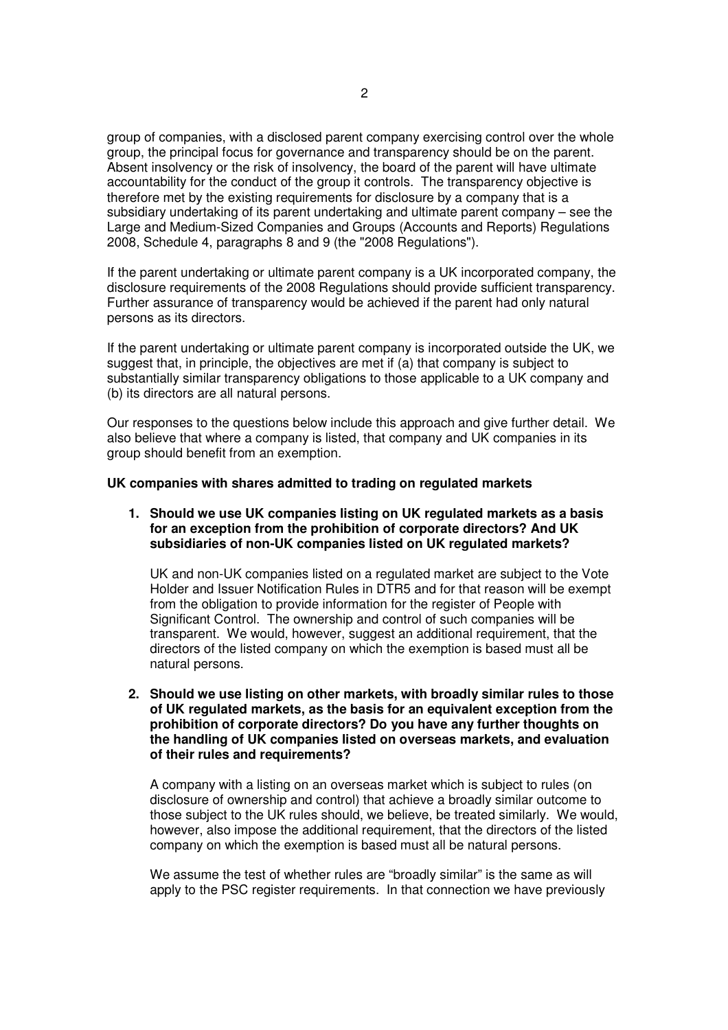group of companies, with a disclosed parent company exercising control over the whole group, the principal focus for governance and transparency should be on the parent. Absent insolvency or the risk of insolvency, the board of the parent will have ultimate accountability for the conduct of the group it controls. The transparency objective is therefore met by the existing requirements for disclosure by a company that is a subsidiary undertaking of its parent undertaking and ultimate parent company – see the Large and Medium-Sized Companies and Groups (Accounts and Reports) Regulations 2008, Schedule 4, paragraphs 8 and 9 (the "2008 Regulations").

If the parent undertaking or ultimate parent company is a UK incorporated company, the disclosure requirements of the 2008 Regulations should provide sufficient transparency. Further assurance of transparency would be achieved if the parent had only natural persons as its directors.

If the parent undertaking or ultimate parent company is incorporated outside the UK, we suggest that, in principle, the objectives are met if (a) that company is subject to substantially similar transparency obligations to those applicable to a UK company and (b) its directors are all natural persons.

Our responses to the questions below include this approach and give further detail. We also believe that where a company is listed, that company and UK companies in its group should benefit from an exemption.

**UK companies with shares admitted to trading on regulated markets**

1. **Should we use UK companies listing on UK regulated markets as a basis for an exception from the prohibition of corporate directors? And UK subsidiaries of non-UK companies listed on UK regulated markets?**

   UK and non-UK companies listed on a regulated market are subject to the Vote Holder and Issuer Notification Rules in DTR5 and for that reason will be exempt from the obligation to provide information for the register of People with Significant Control. The ownership and control of such companies will be transparent. We would, however, suggest an additional requirement, that the directors of the listed company on which the exemption is based must all be natural persons.

2. **Should we use listing on other markets, with broadly similar rules to those of UK regulated markets, as the basis for an equivalent exception from the prohibition of corporate directors? Do you have any further thoughts on the handling of UK companies listed on overseas markets, and evaluation of their rules and requirements?**

   A company with a listing on an overseas market which is subject to rules (on disclosure of ownership and control) that achieve a broadly similar outcome to those subject to the UK rules should, we believe, be treated similarly. We would, however, also impose the additional requirement, that the directors of the listed company on which the exemption is based must all be natural persons.

   We assume the test of whether rules are "broadly similar" is the same as will apply to the PSC register requirements. In that connection we have previously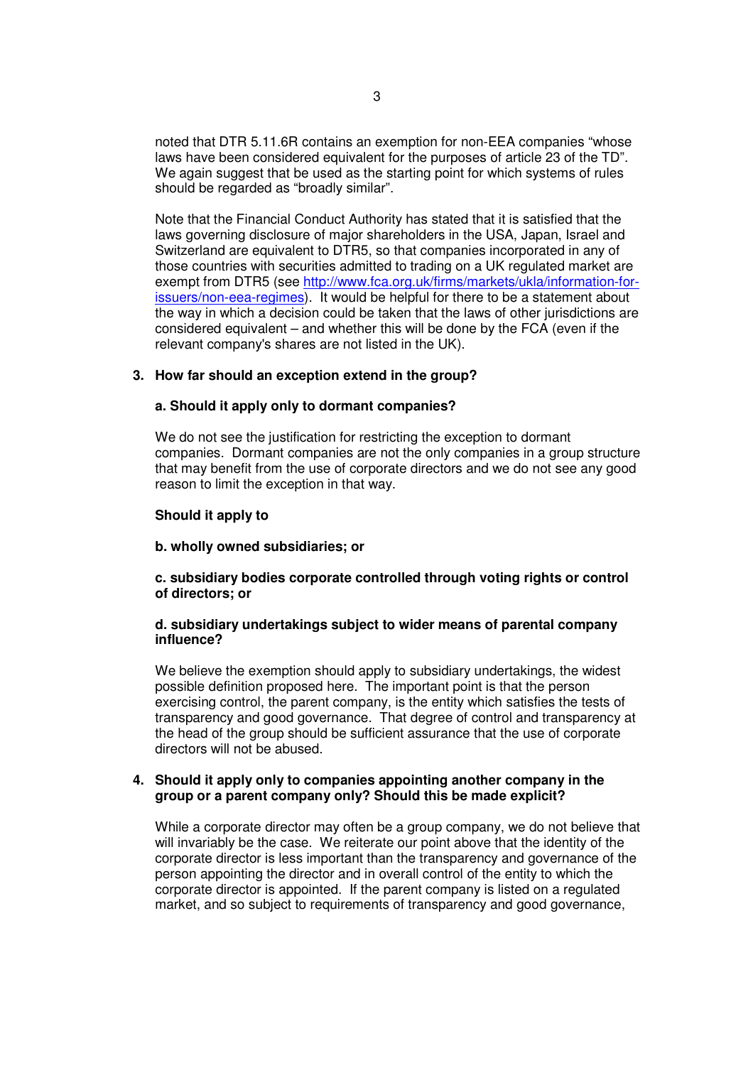noted that DTR 5.11.6R contains an exemption for non-EEA companies "whose laws have been considered equivalent for the purposes of article 23 of the TD". We again suggest that be used as the starting point for which systems of rules should be regarded as "broadly similar".

Note that the Financial Conduct Authority has stated that it is satisfied that the laws governing disclosure of major shareholders in the USA, Japan, Israel and Switzerland are equivalent to DTR5, so that companies incorporated in any of those countries with securities admitted to trading on a UK regulated market are exempt from DTR5 (see http://www.fca.org.uk/firms/markets/ukla/information-for-issuers/non-eea-regimes). It would be helpful for there to be a statement about the way in which a decision could be taken that the laws of other jurisdictions are considered equivalent – and whether this will be done by the FCA (even if the relevant company's shares are not listed in the UK).

**3. How far should an exception extend in the group?**

**a. Should it apply only to dormant companies?**

We do not see the justification for restricting the exception to dormant companies. Dormant companies are not the only companies in a group structure that may benefit from the use of corporate directors and we do not see any good reason to limit the exception in that way.

**Should it apply to**

**b. wholly owned subsidiaries; or**

**c. subsidiary bodies corporate controlled through voting rights or control of directors; or**

**d. subsidiary undertakings subject to wider means of parental company influence?**

We believe the exemption should apply to subsidiary undertakings, the widest possible definition proposed here. The important point is that the person exercising control, the parent company, is the entity which satisfies the tests of transparency and good governance. That degree of control and transparency at the head of the group should be sufficient assurance that the use of corporate directors will not be abused.

**4. Should it apply only to companies appointing another company in the group or a parent company only? Should this be made explicit?**

While a corporate director may often be a group company, we do not believe that will invariably be the case. We reiterate our point above that the identity of the corporate director is less important than the transparency and governance of the person appointing the director and in overall control of the entity to which the corporate director is appointed. If the parent company is listed on a regulated market, and so subject to requirements of transparency and good governance,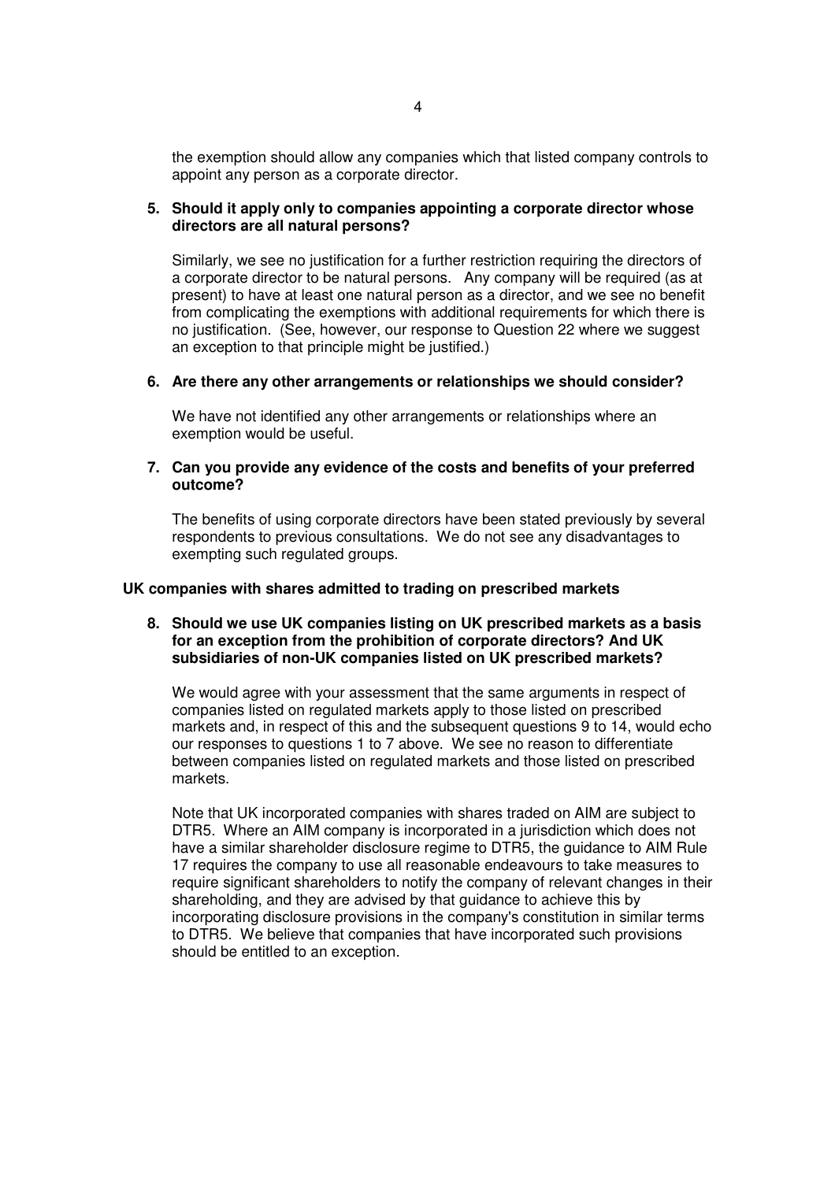the exemption should allow any companies which that listed company controls to appoint any person as a corporate director.

**5. Should it apply only to companies appointing a corporate director whose directors are all natural persons?**

Similarly, we see no justification for a further restriction requiring the directors of a corporate director to be natural persons. Any company will be required (as at present) to have at least one natural person as a director, and we see no benefit from complicating the exemptions with additional requirements for which there is no justification. (See, however, our response to Question 22 where we suggest an exception to that principle might be justified.)

**6. Are there any other arrangements or relationships we should consider?**

We have not identified any other arrangements or relationships where an exemption would be useful.

**7. Can you provide any evidence of the costs and benefits of your preferred outcome?**

The benefits of using corporate directors have been stated previously by several respondents to previous consultations. We do not see any disadvantages to exempting such regulated groups.

**UK companies with shares admitted to trading on prescribed markets**

**8. Should we use UK companies listing on UK prescribed markets as a basis for an exception from the prohibition of corporate directors? And UK subsidiaries of non-UK companies listed on UK prescribed markets?**

We would agree with your assessment that the same arguments in respect of companies listed on regulated markets apply to those listed on prescribed markets and, in respect of this and the subsequent questions 9 to 14, would echo our responses to questions 1 to 7 above. We see no reason to differentiate between companies listed on regulated markets and those listed on prescribed markets.

Note that UK incorporated companies with shares traded on AIM are subject to DTR5. Where an AIM company is incorporated in a jurisdiction which does not have a similar shareholder disclosure regime to DTR5, the guidance to AIM Rule 17 requires the company to use all reasonable endeavours to take measures to require significant shareholders to notify the company of relevant changes in their shareholding, and they are advised by that guidance to achieve this by incorporating disclosure provisions in the company's constitution in similar terms to DTR5. We believe that companies that have incorporated such provisions should be entitled to an exception.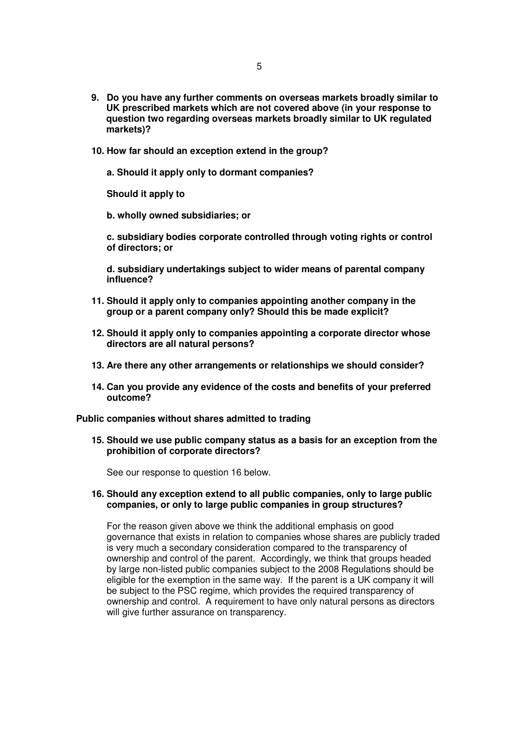**9. Do you have any further comments on overseas markets broadly similar to UK prescribed markets which are not covered above (in your response to question two regarding overseas markets broadly similar to UK regulated markets)?**

**10. How far should an exception extend in the group?**

**a. Should it apply only to dormant companies?**

**Should it apply to**

**b. wholly owned subsidiaries; or**

**c. subsidiary bodies corporate controlled through voting rights or control of directors; or**

**d. subsidiary undertakings subject to wider means of parental company influence?**

**11. Should it apply only to companies appointing another company in the group or a parent company only? Should this be made explicit?**

**12. Should it apply only to companies appointing a corporate director whose directors are all natural persons?**

**13. Are there any other arrangements or relationships we should consider?**

**14. Can you provide any evidence of the costs and benefits of your preferred outcome?**

**Public companies without shares admitted to trading**

**15. Should we use public company status as a basis for an exception from the prohibition of corporate directors?**

See our response to question 16 below.

**16. Should any exception extend to all public companies, only to large public companies, or only to large public companies in group structures?**

For the reason given above we think the additional emphasis on good governance that exists in relation to companies whose shares are publicly traded is very much a secondary consideration compared to the transparency of ownership and control of the parent. Accordingly, we think that groups headed by large non-listed public companies subject to the 2008 Regulations should be eligible for the exemption in the same way. If the parent is a UK company it will be subject to the PSC regime, which provides the required transparency of ownership and control. A requirement to have only natural persons as directors will give further assurance on transparency.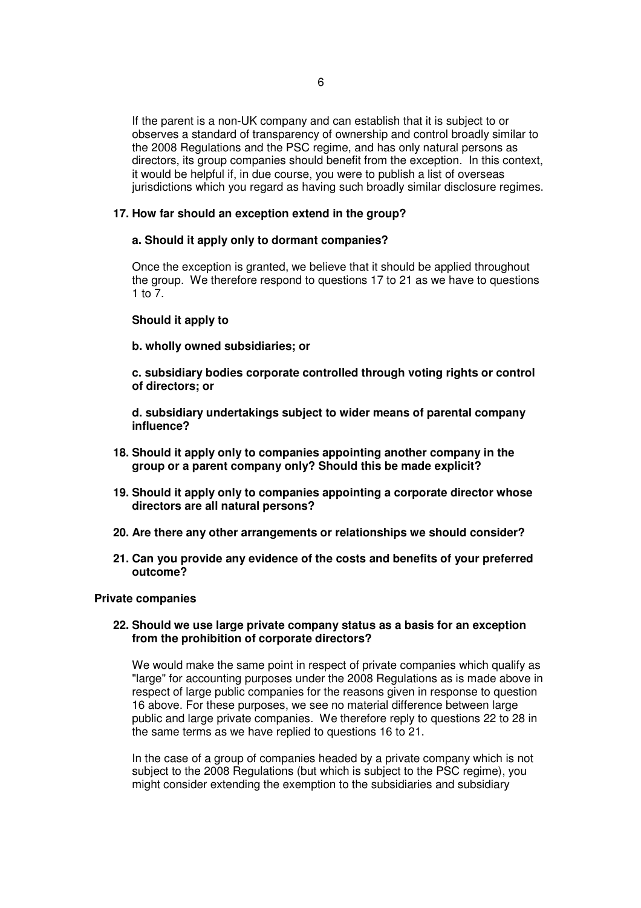If the parent is a non-UK company and can establish that it is subject to or observes a standard of transparency of ownership and control broadly similar to the 2008 Regulations and the PSC regime, and has only natural persons as directors, its group companies should benefit from the exception. In this context, it would be helpful if, in due course, you were to publish a list of overseas jurisdictions which you regard as having such broadly similar disclosure regimes.

**17. How far should an exception extend in the group?**

**a. Should it apply only to dormant companies?**

Once the exception is granted, we believe that it should be applied throughout the group. We therefore respond to questions 17 to 21 as we have to questions 1 to 7.

**Should it apply to**

**b. wholly owned subsidiaries; or**

**c. subsidiary bodies corporate controlled through voting rights or control of directors; or**

**d. subsidiary undertakings subject to wider means of parental company influence?**

**18. Should it apply only to companies appointing another company in the group or a parent company only? Should this be made explicit?**

**19. Should it apply only to companies appointing a corporate director whose directors are all natural persons?**

**20. Are there any other arrangements or relationships we should consider?**

**21. Can you provide any evidence of the costs and benefits of your preferred outcome?**

**Private companies**

**22. Should we use large private company status as a basis for an exception from the prohibition of corporate directors?**

We would make the same point in respect of private companies which qualify as "large" for accounting purposes under the 2008 Regulations as is made above in respect of large public companies for the reasons given in response to question 16 above. For these purposes, we see no material difference between large public and large private companies. We therefore reply to questions 22 to 28 in the same terms as we have replied to questions 16 to 21.

In the case of a group of companies headed by a private company which is not subject to the 2008 Regulations (but which is subject to the PSC regime), you might consider extending the exemption to the subsidiaries and subsidiary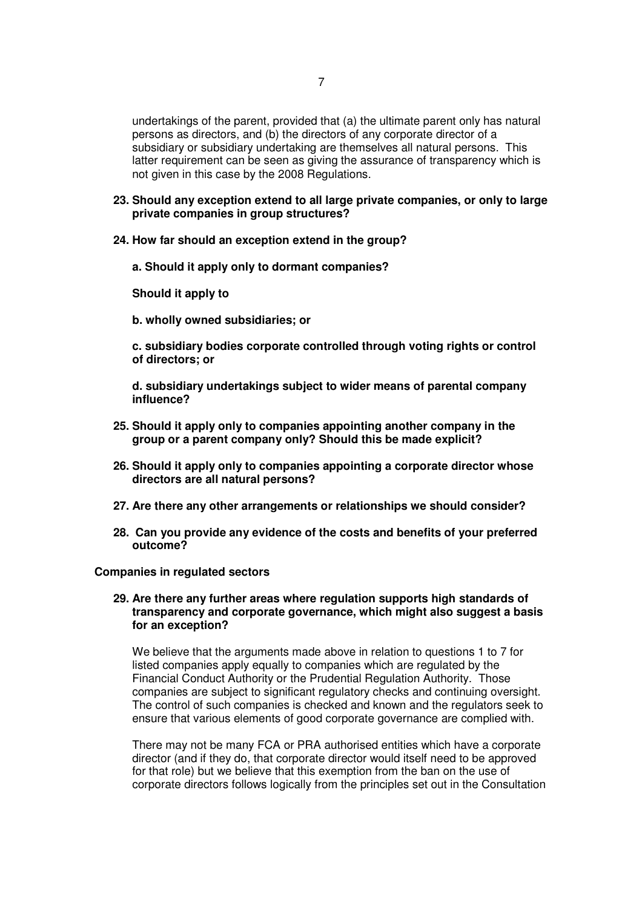undertakings of the parent, provided that (a) the ultimate parent only has natural persons as directors, and (b) the directors of any corporate director of a subsidiary or subsidiary undertaking are themselves all natural persons. This latter requirement can be seen as giving the assurance of transparency which is not given in this case by the 2008 Regulations.

**23. Should any exception extend to all large private companies, or only to large private companies in group structures?**

**24. How far should an exception extend in the group?**

**a. Should it apply only to dormant companies?**

**Should it apply to**

**b. wholly owned subsidiaries; or**

**c. subsidiary bodies corporate controlled through voting rights or control of directors; or**

**d. subsidiary undertakings subject to wider means of parental company influence?**

**25. Should it apply only to companies appointing another company in the group or a parent company only? Should this be made explicit?**

**26. Should it apply only to companies appointing a corporate director whose directors are all natural persons?**

**27. Are there any other arrangements or relationships we should consider?**

**28. Can you provide any evidence of the costs and benefits of your preferred outcome?**

**Companies in regulated sectors**

**29. Are there any further areas where regulation supports high standards of transparency and corporate governance, which might also suggest a basis for an exception?**

We believe that the arguments made above in relation to questions 1 to 7 for listed companies apply equally to companies which are regulated by the Financial Conduct Authority or the Prudential Regulation Authority. Those companies are subject to significant regulatory checks and continuing oversight. The control of such companies is checked and known and the regulators seek to ensure that various elements of good corporate governance are complied with.

There may not be many FCA or PRA authorised entities which have a corporate director (and if they do, that corporate director would itself need to be approved for that role) but we believe that this exemption from the ban on the use of corporate directors follows logically from the principles set out in the Consultation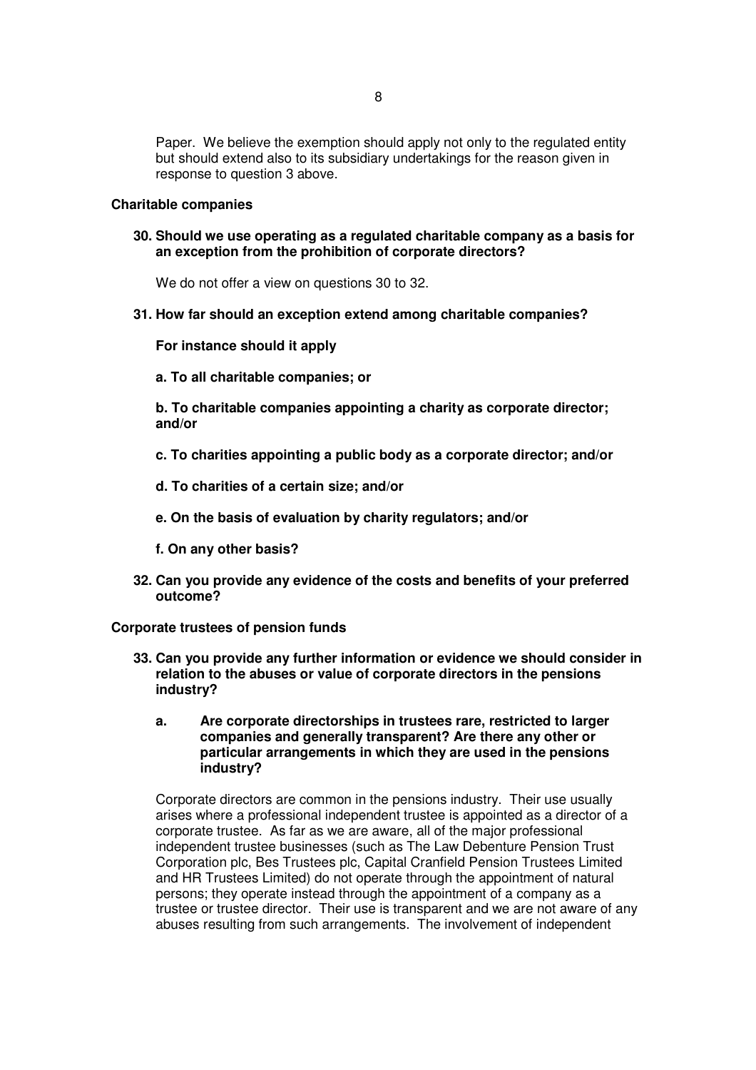Paper. We believe the exemption should apply not only to the regulated entity but should extend also to its subsidiary undertakings for the reason given in response to question 3 above.

**Charitable companies**

**30. Should we use operating as a regulated charitable company as a basis for an exception from the prohibition of corporate directors?**

We do not offer a view on questions 30 to 32.

**31. How far should an exception extend among charitable companies?**

**For instance should it apply**

**a. To all charitable companies; or**

**b. To charitable companies appointing a charity as corporate director; and/or**

**c. To charities appointing a public body as a corporate director; and/or**

**d. To charities of a certain size; and/or**

**e. On the basis of evaluation by charity regulators; and/or**

**f. On any other basis?**

**32. Can you provide any evidence of the costs and benefits of your preferred outcome?**

**Corporate trustees of pension funds**

**33. Can you provide any further information or evidence we should consider in relation to the abuses or value of corporate directors in the pensions industry?**

**a. Are corporate directorships in trustees rare, restricted to larger companies and generally transparent? Are there any other or particular arrangements in which they are used in the pensions industry?**

Corporate directors are common in the pensions industry. Their use usually arises where a professional independent trustee is appointed as a director of a corporate trustee. As far as we are aware, all of the major professional independent trustee businesses (such as The Law Debenture Pension Trust Corporation plc, Bes Trustees plc, Capital Cranfield Pension Trustees Limited and HR Trustees Limited) do not operate through the appointment of natural persons; they operate instead through the appointment of a company as a trustee or trustee director. Their use is transparent and we are not aware of any abuses resulting from such arrangements. The involvement of independent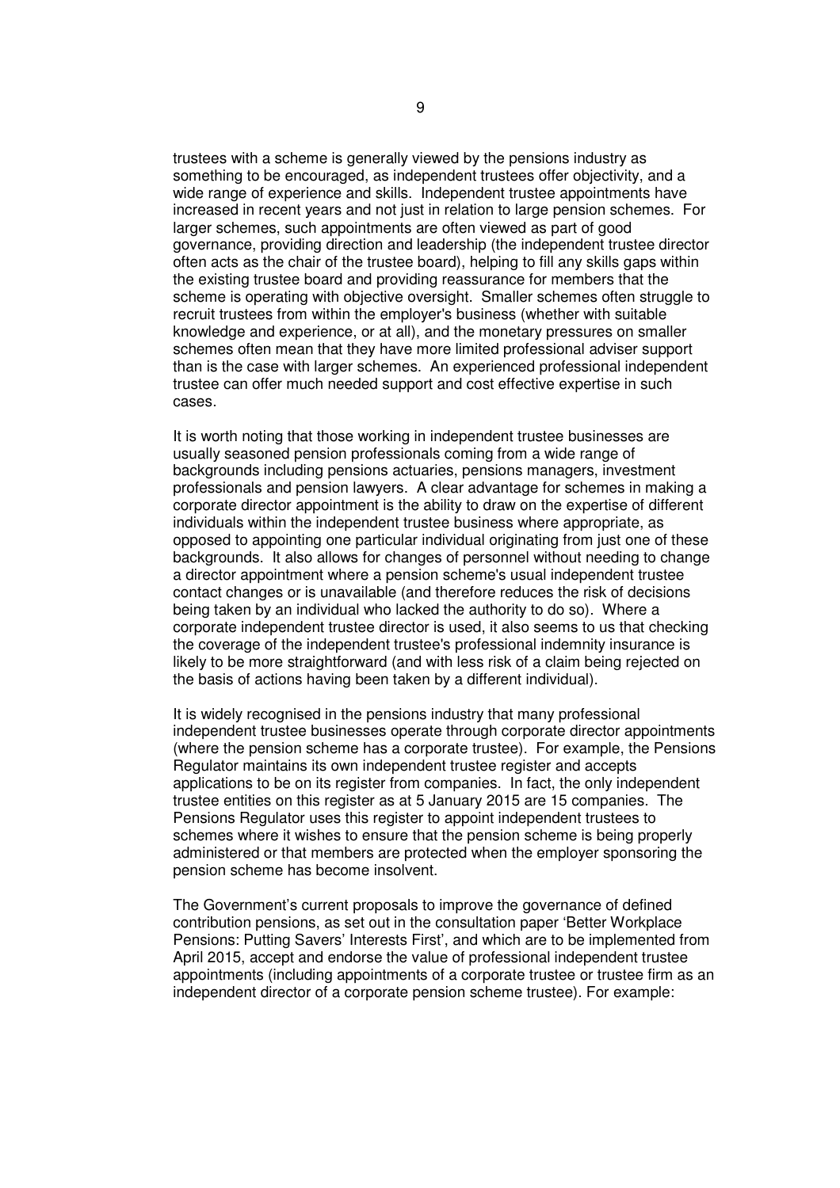trustees with a scheme is generally viewed by the pensions industry as something to be encouraged, as independent trustees offer objectivity, and a wide range of experience and skills. Independent trustee appointments have increased in recent years and not just in relation to large pension schemes. For larger schemes, such appointments are often viewed as part of good governance, providing direction and leadership (the independent trustee director often acts as the chair of the trustee board), helping to fill any skills gaps within the existing trustee board and providing reassurance for members that the scheme is operating with objective oversight. Smaller schemes often struggle to recruit trustees from within the employer's business (whether with suitable knowledge and experience, or at all), and the monetary pressures on smaller schemes often mean that they have more limited professional adviser support than is the case with larger schemes. An experienced professional independent trustee can offer much needed support and cost effective expertise in such cases.

It is worth noting that those working in independent trustee businesses are usually seasoned pension professionals coming from a wide range of backgrounds including pensions actuaries, pensions managers, investment professionals and pension lawyers. A clear advantage for schemes in making a corporate director appointment is the ability to draw on the expertise of different individuals within the independent trustee business where appropriate, as opposed to appointing one particular individual originating from just one of these backgrounds. It also allows for changes of personnel without needing to change a director appointment where a pension scheme's usual independent trustee contact changes or is unavailable (and therefore reduces the risk of decisions being taken by an individual who lacked the authority to do so). Where a corporate independent trustee director is used, it also seems to us that checking the coverage of the independent trustee's professional indemnity insurance is likely to be more straightforward (and with less risk of a claim being rejected on the basis of actions having been taken by a different individual).

It is widely recognised in the pensions industry that many professional independent trustee businesses operate through corporate director appointments (where the pension scheme has a corporate trustee). For example, the Pensions Regulator maintains its own independent trustee register and accepts applications to be on its register from companies. In fact, the only independent trustee entities on this register as at 5 January 2015 are 15 companies. The Pensions Regulator uses this register to appoint independent trustees to schemes where it wishes to ensure that the pension scheme is being properly administered or that members are protected when the employer sponsoring the pension scheme has become insolvent.

The Government's current proposals to improve the governance of defined contribution pensions, as set out in the consultation paper 'Better Workplace Pensions: Putting Savers' Interests First', and which are to be implemented from April 2015, accept and endorse the value of professional independent trustee appointments (including appointments of a corporate trustee or trustee firm as an independent director of a corporate pension scheme trustee). For example: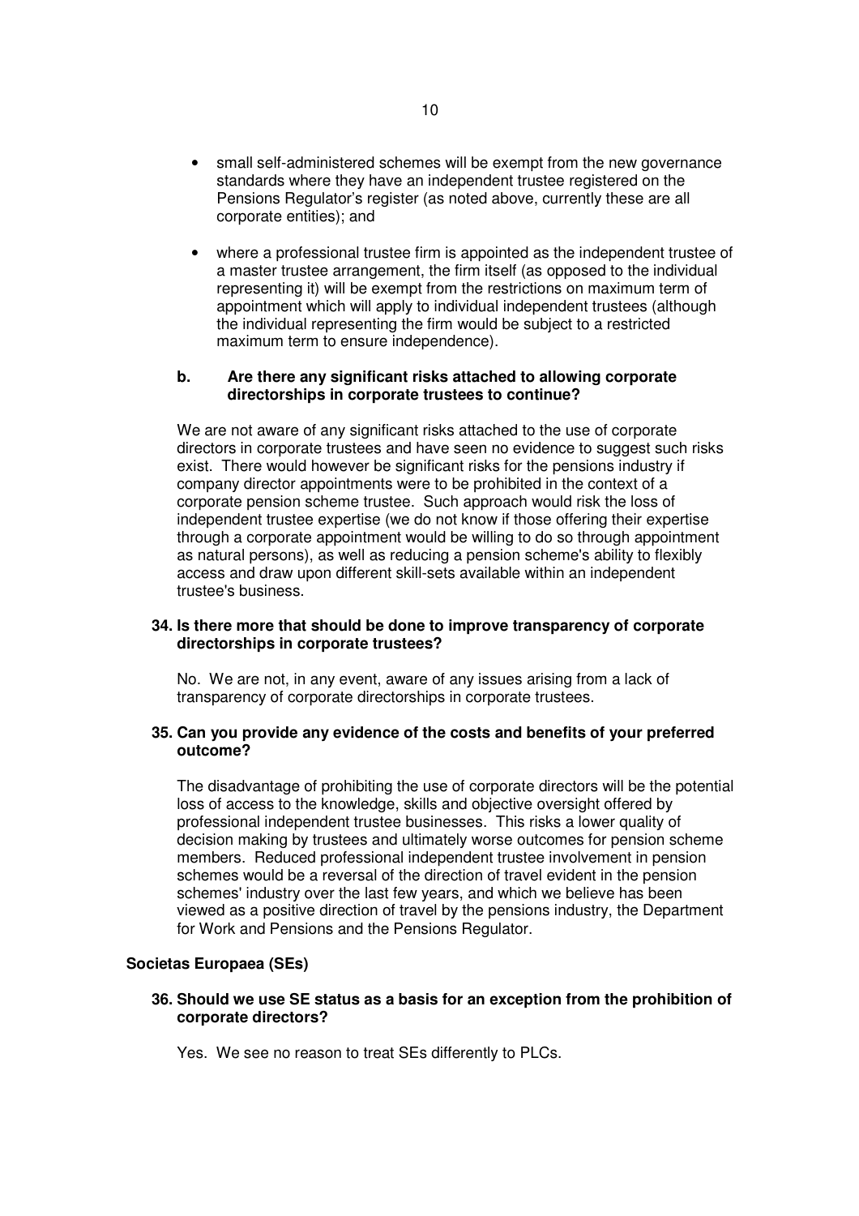- small self-administered schemes will be exempt from the new governance standards where they have an independent trustee registered on the Pensions Regulator's register (as noted above, currently these are all corporate entities); and

- where a professional trustee firm is appointed as the independent trustee of a master trustee arrangement, the firm itself (as opposed to the individual representing it) will be exempt from the restrictions on maximum term of appointment which will apply to individual independent trustees (although the individual representing the firm would be subject to a restricted maximum term to ensure independence).

**b. Are there any significant risks attached to allowing corporate directorships in corporate trustees to continue?**

We are not aware of any significant risks attached to the use of corporate directors in corporate trustees and have seen no evidence to suggest such risks exist. There would however be significant risks for the pensions industry if company director appointments were to be prohibited in the context of a corporate pension scheme trustee. Such approach would risk the loss of independent trustee expertise (we do not know if those offering their expertise through a corporate appointment would be willing to do so through appointment as natural persons), as well as reducing a pension scheme's ability to flexibly access and draw upon different skill-sets available within an independent trustee's business.

**34. Is there more that should be done to improve transparency of corporate directorships in corporate trustees?**

No. We are not, in any event, aware of any issues arising from a lack of transparency of corporate directorships in corporate trustees.

**35. Can you provide any evidence of the costs and benefits of your preferred outcome?**

The disadvantage of prohibiting the use of corporate directors will be the potential loss of access to the knowledge, skills and objective oversight offered by professional independent trustee businesses. This risks a lower quality of decision making by trustees and ultimately worse outcomes for pension scheme members. Reduced professional independent trustee involvement in pension schemes would be a reversal of the direction of travel evident in the pension schemes' industry over the last few years, and which we believe has been viewed as a positive direction of travel by the pensions industry, the Department for Work and Pensions and the Pensions Regulator.

**Societas Europaea (SEs)**

**36. Should we use SE status as a basis for an exception from the prohibition of corporate directors?**

Yes. We see no reason to treat SEs differently to PLCs.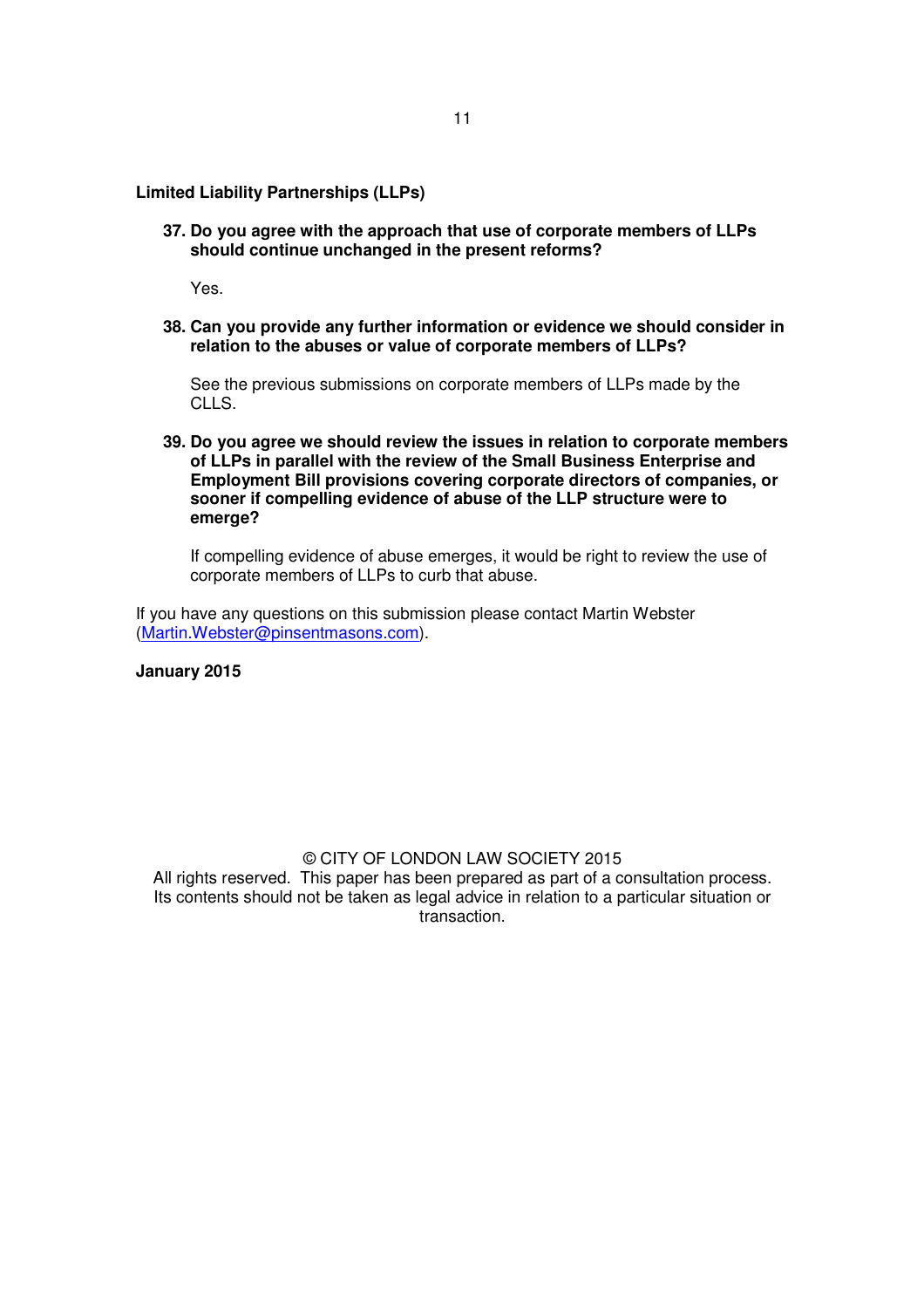**Limited Liability Partnerships (LLPs)**

37. **Do you agree with the approach that use of corporate members of LLPs should continue unchanged in the present reforms?**

    Yes.

38. **Can you provide any further information or evidence we should consider in relation to the abuses or value of corporate members of LLPs?**

    See the previous submissions on corporate members of LLPs made by the CLLS.

39. **Do you agree we should review the issues in relation to corporate members of LLPs in parallel with the review of the Small Business Enterprise and Employment Bill provisions covering corporate directors of companies, or sooner if compelling evidence of abuse of the LLP structure were to emerge?**

    If compelling evidence of abuse emerges, it would be right to review the use of corporate members of LLPs to curb that abuse.

If you have any questions on this submission please contact Martin Webster (Martin.Webster@pinsentmasons.com).

**January 2015**

© CITY OF LONDON LAW SOCIETY 2015
All rights reserved. This paper has been prepared as part of a consultation process. Its contents should not be taken as legal advice in relation to a particular situation or transaction.